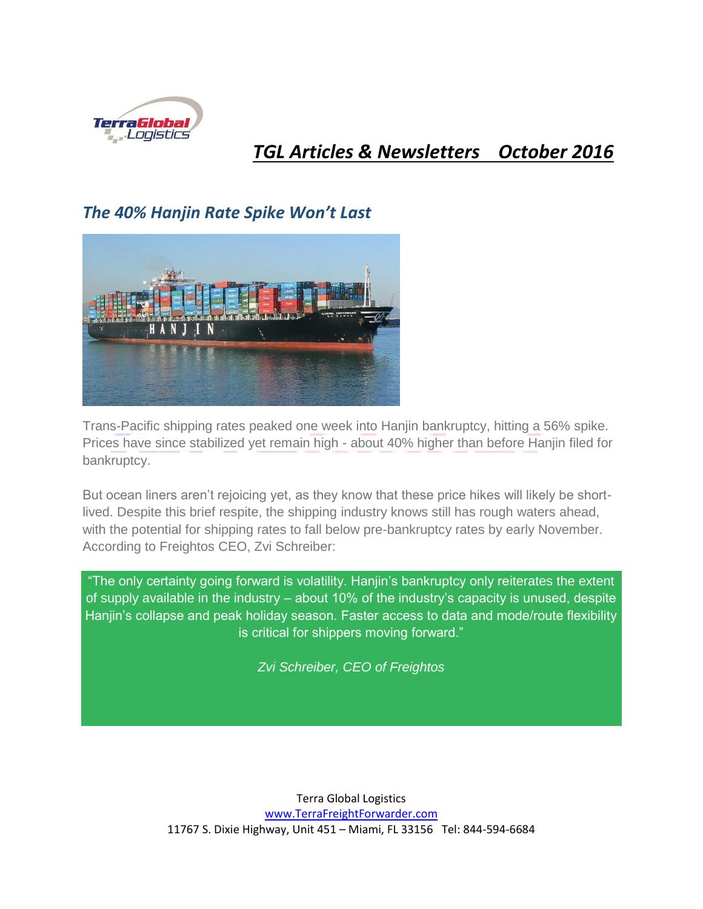# TGL Articles & Newsletters October 2016

## *The 40% Hanjin Rate Spike Won't Last*

Trans-Pacific shipping rates peaked one week into Hanjin bankruptcy, hitting a 56% spike. Prices have since stabilized yet remain high - about 40% higher than before Hanjin filed for bankruptcy.

But ocean liners aren't rejoicing yet, as they know that these price hikes will likely be short-lived. Despite this brief respite, the shipping industry knows still has rough waters ahead, with the potential for shipping rates to fall below pre-bankruptcy rates by early November. According to Freightos CEO, Zvi Schreiber:

> "The only certainty going forward is volatility. Hanjin's bankruptcy only reiterates the extent of supply available in the industry – about 10% of the industry's capacity is unused, despite Hanjin's collapse and peak holiday season. Faster access to data and mode/route flexibility is critical for shippers moving forward."
>
> *Zvi Schreiber, CEO of Freightos*

Terra Global Logistics
www.TerraFreightForwarder.com
11767 S. Dixie Highway, Unit 451 – Miami, FL 33156 Tel: 844-594-6684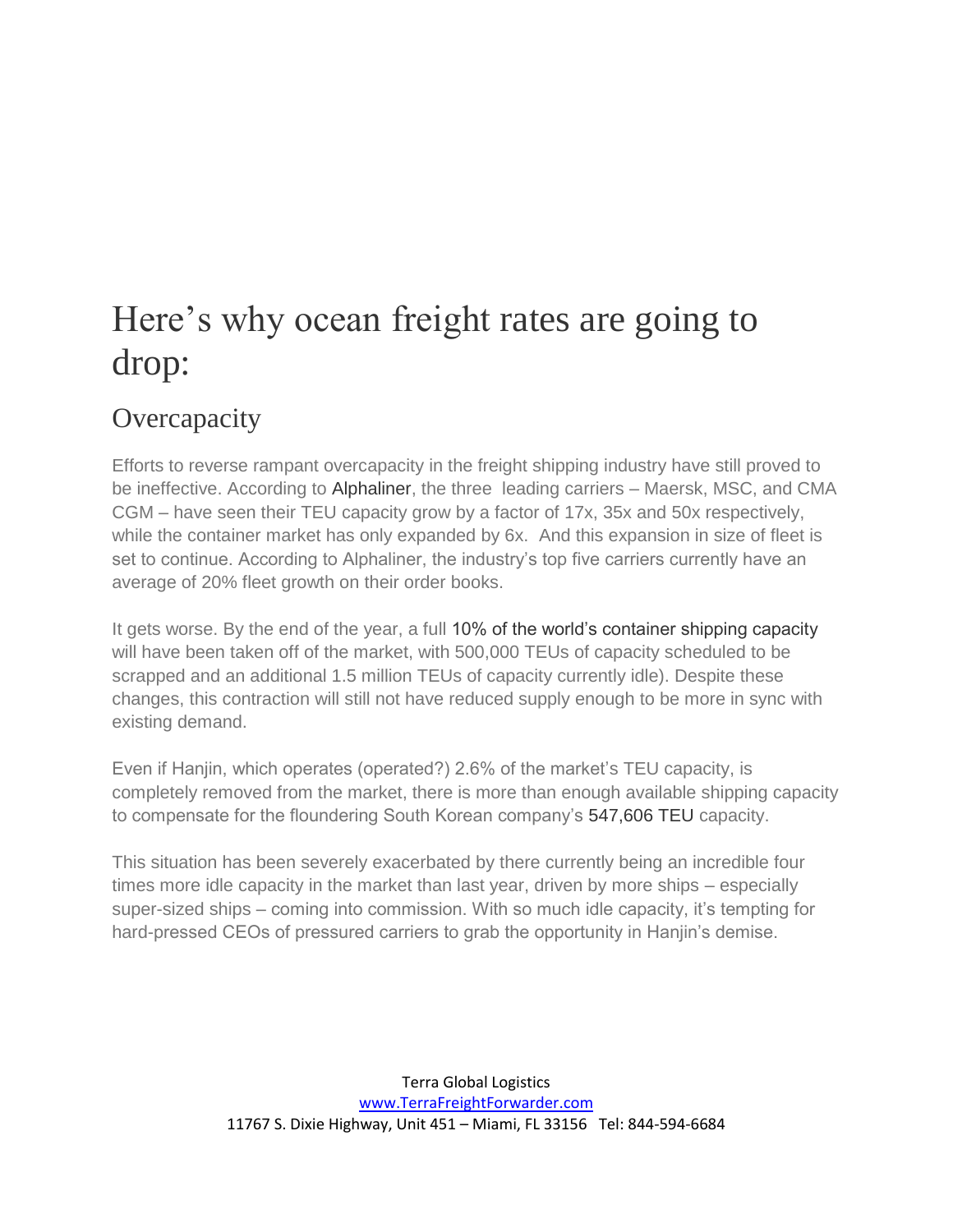# Here's why ocean freight rates are going to drop:

## Overcapacity

Efforts to reverse rampant overcapacity in the freight shipping industry have still proved to be ineffective. According to Alphaliner, the three leading carriers – Maersk, MSC, and CMA CGM – have seen their TEU capacity grow by a factor of 17x, 35x and 50x respectively, while the container market has only expanded by 6x. And this expansion in size of fleet is set to continue. According to Alphaliner, the industry's top five carriers currently have an average of 20% fleet growth on their order books.

It gets worse. By the end of the year, a full 10% of the world's container shipping capacity will have been taken off of the market, with 500,000 TEUs of capacity scheduled to be scrapped and an additional 1.5 million TEUs of capacity currently idle). Despite these changes, this contraction will still not have reduced supply enough to be more in sync with existing demand.

Even if Hanjin, which operates (operated?) 2.6% of the market's TEU capacity, is completely removed from the market, there is more than enough available shipping capacity to compensate for the floundering South Korean company's 547,606 TEU capacity.

This situation has been severely exacerbated by there currently being an incredible four times more idle capacity in the market than last year, driven by more ships – especially super-sized ships – coming into commission. With so much idle capacity, it's tempting for hard-pressed CEOs of pressured carriers to grab the opportunity in Hanjin's demise.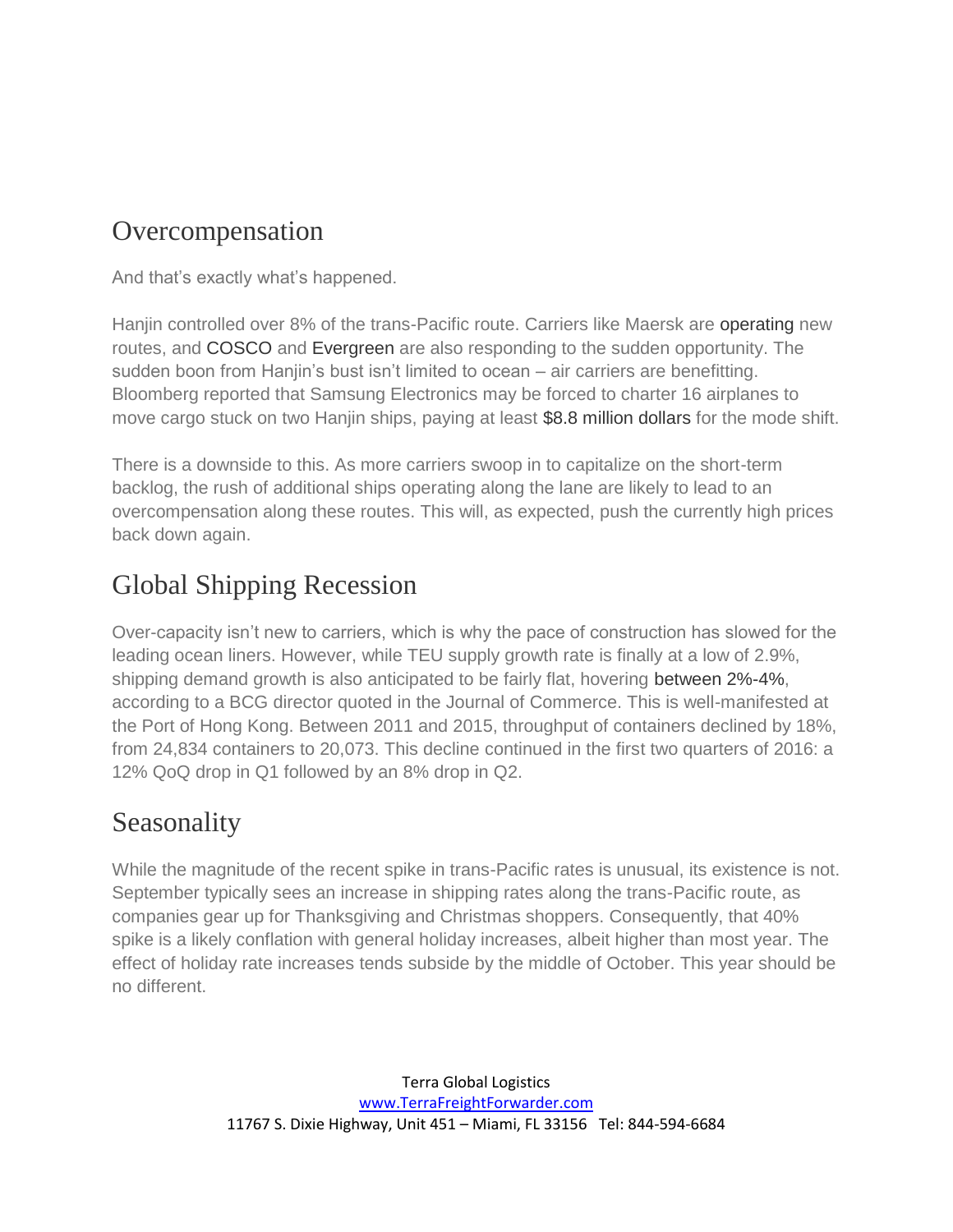## Overcompensation

And that's exactly what's happened.

Hanjin controlled over 8% of the trans-Pacific route. Carriers like Maersk are operating new routes, and COSCO and Evergreen are also responding to the sudden opportunity. The sudden boon from Hanjin's bust isn't limited to ocean – air carriers are benefitting. Bloomberg reported that Samsung Electronics may be forced to charter 16 airplanes to move cargo stuck on two Hanjin ships, paying at least $8.8 million dollars for the mode shift.

There is a downside to this. As more carriers swoop in to capitalize on the short-term backlog, the rush of additional ships operating along the lane are likely to lead to an overcompensation along these routes. This will, as expected, push the currently high prices back down again.

## Global Shipping Recession

Over-capacity isn't new to carriers, which is why the pace of construction has slowed for the leading ocean liners. However, while TEU supply growth rate is finally at a low of 2.9%, shipping demand growth is also anticipated to be fairly flat, hovering between 2%-4%, according to a BCG director quoted in the Journal of Commerce. This is well-manifested at the Port of Hong Kong. Between 2011 and 2015, throughput of containers declined by 18%, from 24,834 containers to 20,073. This decline continued in the first two quarters of 2016: a 12% QoQ drop in Q1 followed by an 8% drop in Q2.

## Seasonality

While the magnitude of the recent spike in trans-Pacific rates is unusual, its existence is not. September typically sees an increase in shipping rates along the trans-Pacific route, as companies gear up for Thanksgiving and Christmas shoppers. Consequently, that 40% spike is a likely conflation with general holiday increases, albeit higher than most year. The effect of holiday rate increases tends subside by the middle of October. This year should be no different.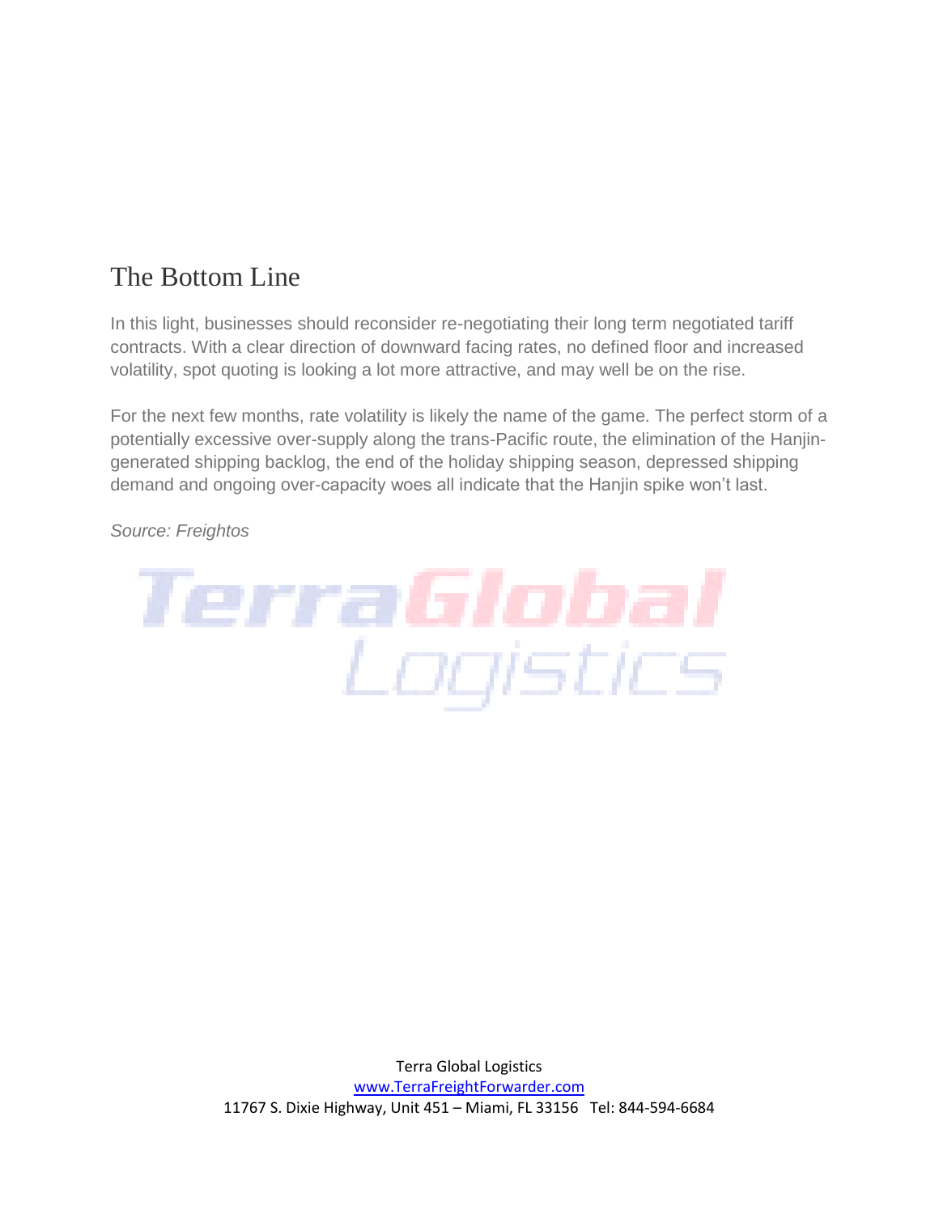## The Bottom Line

In this light, businesses should reconsider re-negotiating their long term negotiated tariff contracts. With a clear direction of downward facing rates, no defined floor and increased volatility, spot quoting is looking a lot more attractive, and may well be on the rise.

For the next few months, rate volatility is likely the name of the game. The perfect storm of a potentially excessive over-supply along the trans-Pacific route, the elimination of the Hanjin-generated shipping backlog, the end of the holiday shipping season, depressed shipping demand and ongoing over-capacity woes all indicate that the Hanjin spike won't last.

*Source: Freightos*